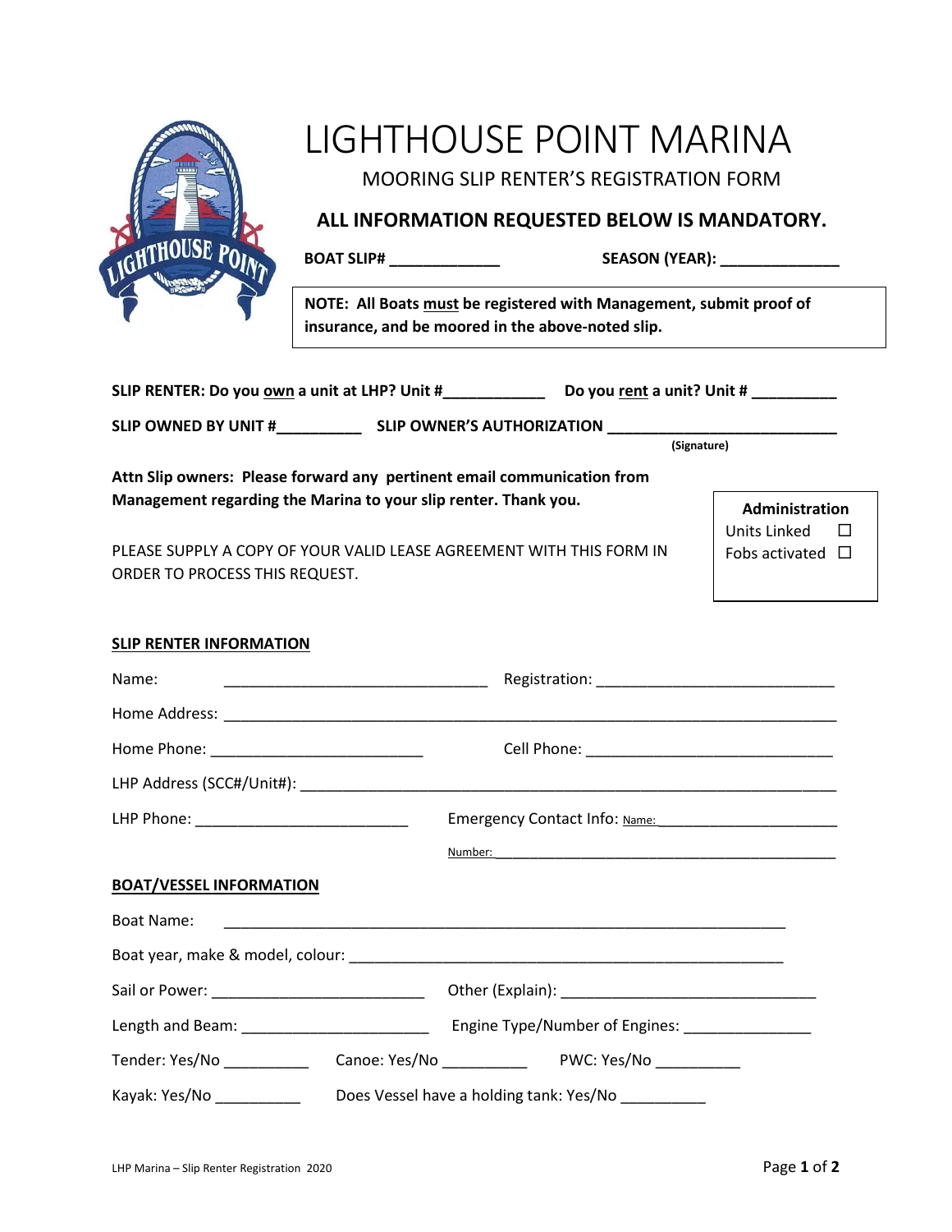# LIGHTHOUSE POINT MARINA

## MOORING SLIP RENTER'S REGISTRATION FORM

### ALL INFORMATION REQUESTED BELOW IS MANDATORY.

**BOAT SLIP# _____________** **SEASON (YEAR): ______________**

**NOTE: All Boats must be registered with Management, submit proof of insurance, and be moored in the above-noted slip.**

**SLIP RENTER: Do you own a unit at LHP? Unit #____________ Do you rent a unit? Unit # __________**

**SLIP OWNED BY UNIT #__________ SLIP OWNER'S AUTHORIZATION ___________________________**
**(Signature)**

**Attn Slip owners: Please forward any pertinent email communication from Management regarding the Marina to your slip renter. Thank you.**

PLEASE SUPPLY A COPY OF YOUR VALID LEASE AGREEMENT WITH THIS FORM IN ORDER TO PROCESS THIS REQUEST.

**Administration**
Units Linked ☐
Fobs activated ☐

**SLIP RENTER INFORMATION**

Name: ________________________________ Registration: ____________________________

Home Address: ____________________________________________________________________________

Home Phone: _________________________ Cell Phone: ______________________________

LHP Address (SCC#/Unit#): _________________________________________________________________

LHP Phone: __________________________ Emergency Contact Info: Name: ______________________

Number: ________________________________________________

**BOAT/VESSEL INFORMATION**

Boat Name: _____________________________________________________________________

Boat year, make & model, colour: _____________________________________________________

Sail or Power: _________________________ Other (Explain): ______________________________

Length and Beam: ______________________ Engine Type/Number of Engines: _______________

Tender: Yes/No __________ Canoe: Yes/No __________ PWC: Yes/No __________

Kayak: Yes/No __________ Does Vessel have a holding tank: Yes/No __________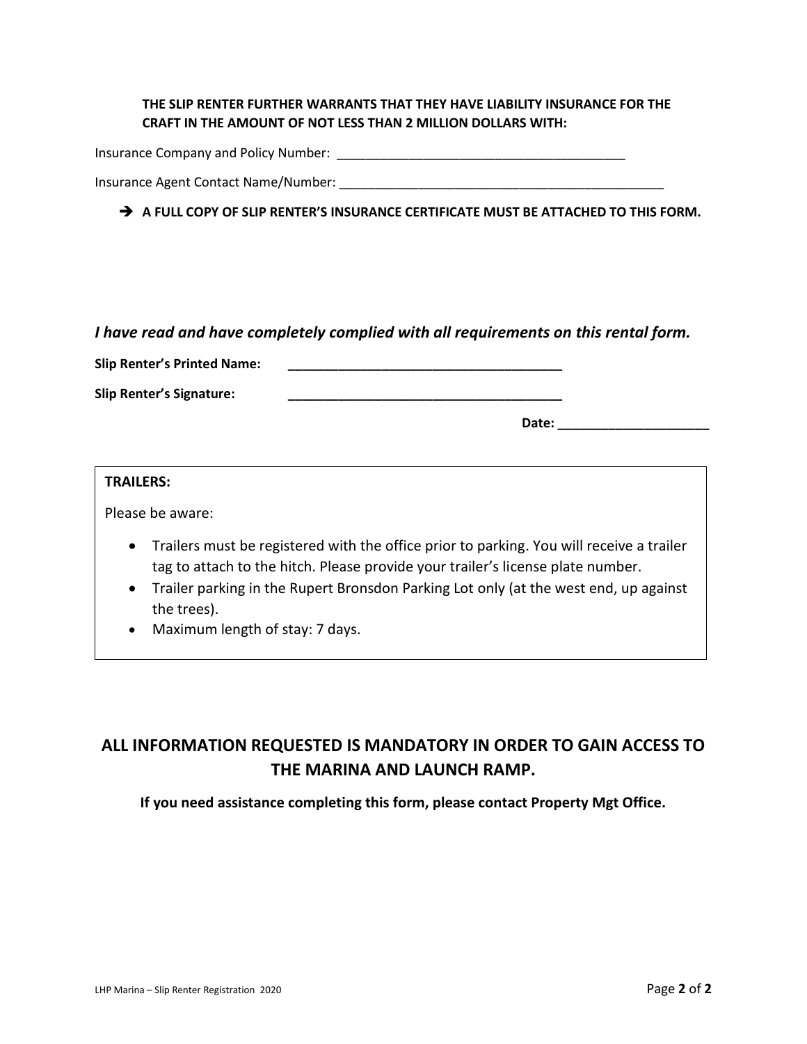**THE SLIP RENTER FURTHER WARRANTS THAT THEY HAVE LIABILITY INSURANCE FOR THE CRAFT IN THE AMOUNT OF NOT LESS THAN 2 MILLION DOLLARS WITH:**

Insurance Company and Policy Number: ________________________________________

Insurance Agent Contact Name/Number: ______________________________________________

➔ **A FULL COPY OF SLIP RENTER'S INSURANCE CERTIFICATE MUST BE ATTACHED TO THIS FORM.**

***I have read and have completely complied with all requirements on this rental form.***

**Slip Renter's Printed Name:** ______________________________________

**Slip Renter's Signature:** ______________________________________

**Date:** ____________________

**TRAILERS:**

Please be aware:

- Trailers must be registered with the office prior to parking. You will receive a trailer tag to attach to the hitch. Please provide your trailer's license plate number.
- Trailer parking in the Rupert Bronsdon Parking Lot only (at the west end, up against the trees).
- Maximum length of stay: 7 days.

## ALL INFORMATION REQUESTED IS MANDATORY IN ORDER TO GAIN ACCESS TO THE MARINA AND LAUNCH RAMP.

**If you need assistance completing this form, please contact Property Mgt Office.**